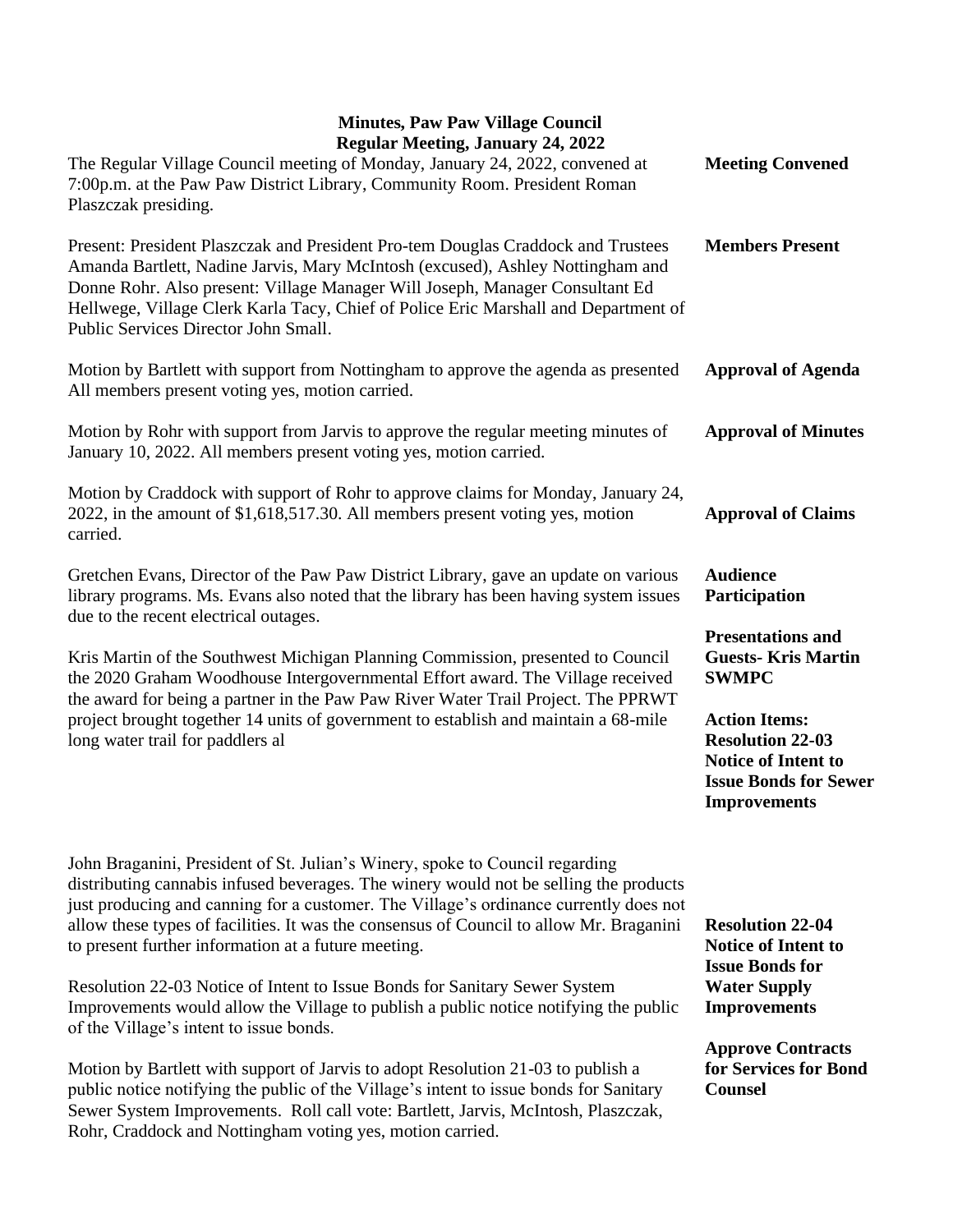# Minutes, Paw Paw Village Council
## Regular Meeting, January 24, 2022

**Meeting Convened**

The Regular Village Council meeting of Monday, January 24, 2022, convened at 7:00p.m. at the Paw Paw District Library, Community Room. President Roman Plaszczak presiding.

**Members Present**

Present: President Plaszczak and President Pro-tem Douglas Craddock and Trustees Amanda Bartlett, Nadine Jarvis, Mary McIntosh (excused), Ashley Nottingham and Donne Rohr. Also present: Village Manager Will Joseph, Manager Consultant Ed Hellwege, Village Clerk Karla Tacy, Chief of Police Eric Marshall and Department of Public Services Director John Small.

**Approval of Agenda**

Motion by Bartlett with support from Nottingham to approve the agenda as presented All members present voting yes, motion carried.

**Approval of Minutes**

Motion by Rohr with support from Jarvis to approve the regular meeting minutes of January 10, 2022. All members present voting yes, motion carried.

**Approval of Claims**

Motion by Craddock with support of Rohr to approve claims for Monday, January 24, 2022, in the amount of $1,618,517.30. All members present voting yes, motion carried.

**Audience Participation**

Gretchen Evans, Director of the Paw Paw District Library, gave an update on various library programs. Ms. Evans also noted that the library has been having system issues due to the recent electrical outages.

**Presentations and Guests- Kris Martin SWMPC**

Kris Martin of the Southwest Michigan Planning Commission, presented to Council the 2020 Graham Woodhouse Intergovernmental Effort award. The Village received the award for being a partner in the Paw Paw River Water Trail Project. The PPRWT project brought together 14 units of government to establish and maintain a 68-mile long water trail for paddlers al

John Braganini, President of St. Julian's Winery, spoke to Council regarding distributing cannabis infused beverages. The winery would not be selling the products just producing and canning for a customer. The Village's ordinance currently does not allow these types of facilities. It was the consensus of Council to allow Mr. Braganini to present further information at a future meeting.

**Action Items: Resolution 22-03 Notice of Intent to Issue Bonds for Sewer Improvements**

Resolution 22-03 Notice of Intent to Issue Bonds for Sanitary Sewer System Improvements would allow the Village to publish a public notice notifying the public of the Village's intent to issue bonds.

Motion by Bartlett with support of Jarvis to adopt Resolution 21-03 to publish a public notice notifying the public of the Village's intent to issue bonds for Sanitary Sewer System Improvements. Roll call vote: Bartlett, Jarvis, McIntosh, Plaszczak, Rohr, Craddock and Nottingham voting yes, motion carried.

**Resolution 22-04 Notice of Intent to Issue Bonds for Water Supply Improvements**

**Approve Contracts for Services for Bond Counsel**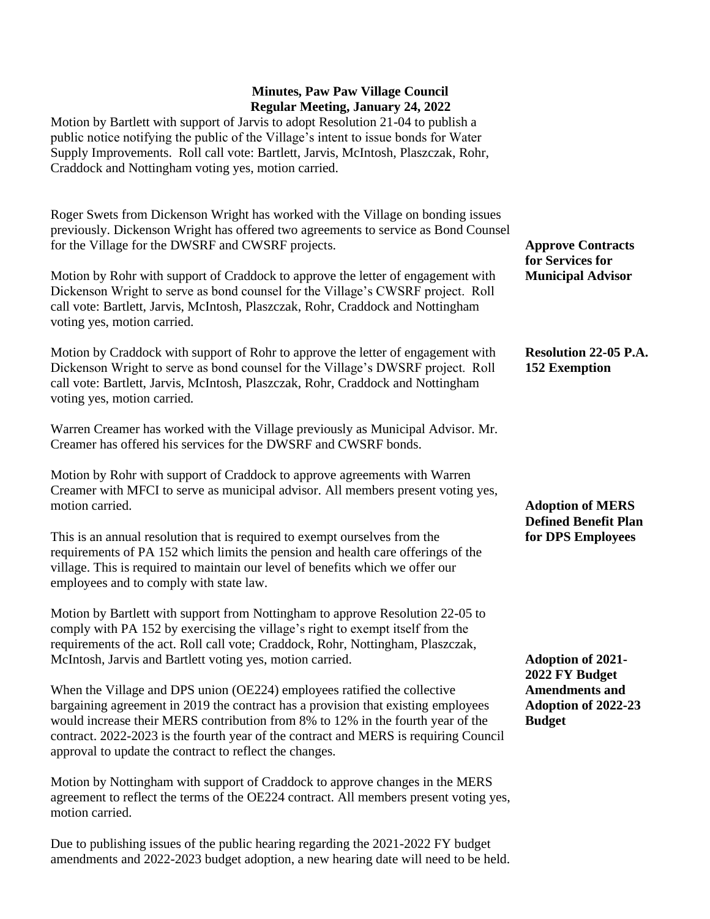**Minutes, Paw Paw Village Council**
**Regular Meeting, January 24, 2022**

Motion by Bartlett with support of Jarvis to adopt Resolution 21-04 to publish a public notice notifying the public of the Village's intent to issue bonds for Water Supply Improvements. Roll call vote: Bartlett, Jarvis, McIntosh, Plaszczak, Rohr, Craddock and Nottingham voting yes, motion carried.

Roger Swets from Dickenson Wright has worked with the Village on bonding issues previously. Dickenson Wright has offered two agreements to service as Bond Counsel for the Village for the DWSRF and CWSRF projects.

**Approve Contracts for Services for Municipal Advisor**

Motion by Rohr with support of Craddock to approve the letter of engagement with Dickenson Wright to serve as bond counsel for the Village's CWSRF project. Roll call vote: Bartlett, Jarvis, McIntosh, Plaszczak, Rohr, Craddock and Nottingham voting yes, motion carried.

Motion by Craddock with support of Rohr to approve the letter of engagement with Dickenson Wright to serve as bond counsel for the Village's DWSRF project. Roll call vote: Bartlett, Jarvis, McIntosh, Plaszczak, Rohr, Craddock and Nottingham voting yes, motion carried.

Warren Creamer has worked with the Village previously as Municipal Advisor. Mr. Creamer has offered his services for the DWSRF and CWSRF bonds.

Motion by Rohr with support of Craddock to approve agreements with Warren Creamer with MFCI to serve as municipal advisor. All members present voting yes, motion carried.

**Resolution 22-05 P.A. 152 Exemption**

This is an annual resolution that is required to exempt ourselves from the requirements of PA 152 which limits the pension and health care offerings of the village. This is required to maintain our level of benefits which we offer our employees and to comply with state law.

Motion by Bartlett with support from Nottingham to approve Resolution 22-05 to comply with PA 152 by exercising the village's right to exempt itself from the requirements of the act. Roll call vote; Craddock, Rohr, Nottingham, Plaszczak, McIntosh, Jarvis and Bartlett voting yes, motion carried.

**Adoption of MERS Defined Benefit Plan for DPS Employees**

When the Village and DPS union (OE224) employees ratified the collective bargaining agreement in 2019 the contract has a provision that existing employees would increase their MERS contribution from 8% to 12% in the fourth year of the contract. 2022-2023 is the fourth year of the contract and MERS is requiring Council approval to update the contract to reflect the changes.

Motion by Nottingham with support of Craddock to approve changes in the MERS agreement to reflect the terms of the OE224 contract. All members present voting yes, motion carried.

**Adoption of 2021-2022 FY Budget Amendments and Adoption of 2022-23 Budget**

Due to publishing issues of the public hearing regarding the 2021-2022 FY budget amendments and 2022-2023 budget adoption, a new hearing date will need to be held.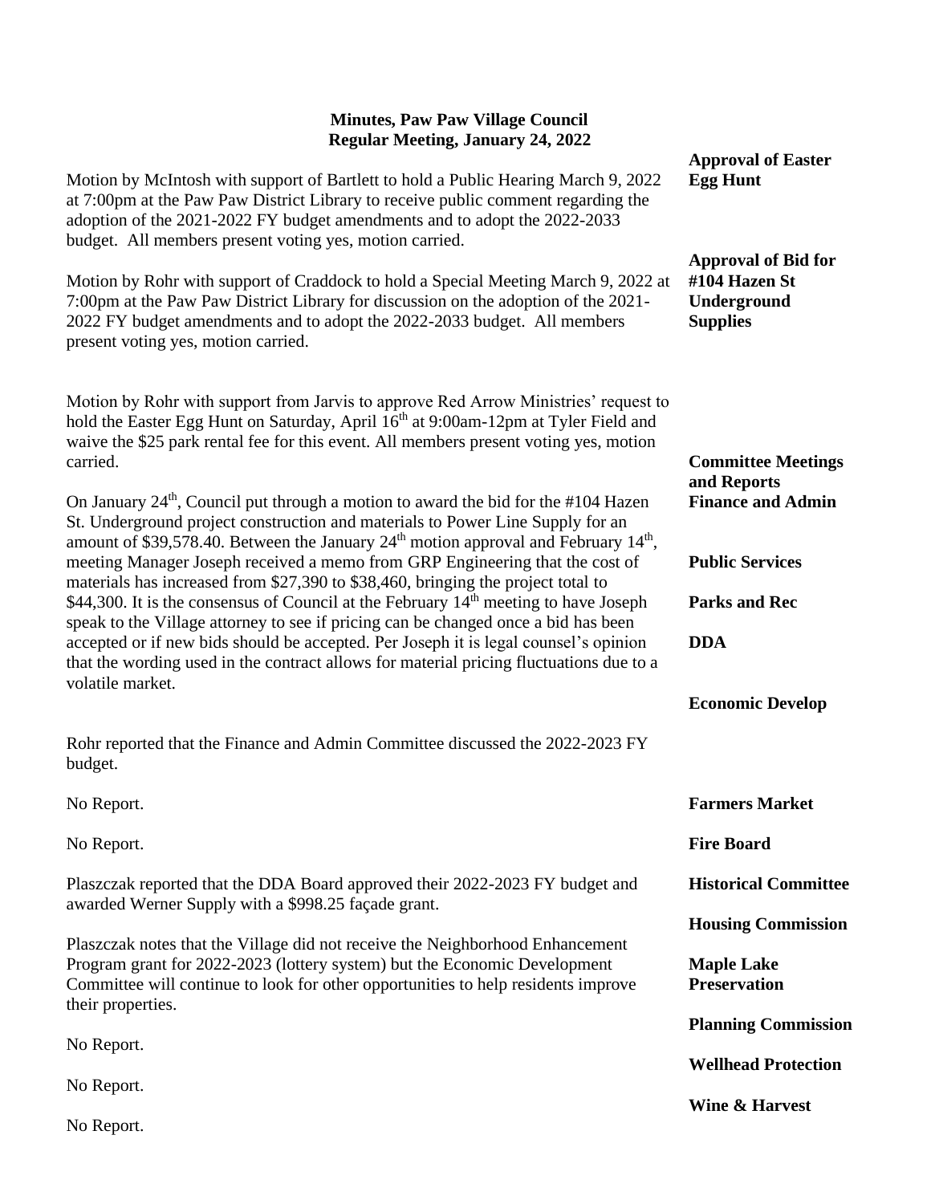**Minutes, Paw Paw Village Council**
**Regular Meeting, January 24, 2022**

Motion by McIntosh with support of Bartlett to hold a Public Hearing March 9, 2022 at 7:00pm at the Paw Paw District Library to receive public comment regarding the adoption of the 2021-2022 FY budget amendments and to adopt the 2022-2033 budget. All members present voting yes, motion carried.

Motion by Rohr with support of Craddock to hold a Special Meeting March 9, 2022 at 7:00pm at the Paw Paw District Library for discussion on the adoption of the 2021-2022 FY budget amendments and to adopt the 2022-2033 budget. All members present voting yes, motion carried.

**Approval of Easter Egg Hunt**

Motion by Rohr with support from Jarvis to approve Red Arrow Ministries' request to hold the Easter Egg Hunt on Saturday, April 16th at 9:00am-12pm at Tyler Field and waive the $25 park rental fee for this event. All members present voting yes, motion carried.

**Approval of Bid for #104 Hazen St Underground Supplies**

On January 24th, Council put through a motion to award the bid for the #104 Hazen St. Underground project construction and materials to Power Line Supply for an amount of $39,578.40. Between the January 24th motion approval and February 14th, meeting Manager Joseph received a memo from GRP Engineering that the cost of materials has increased from $27,390 to $38,460, bringing the project total to $44,300. It is the consensus of Council at the February 14th meeting to have Joseph speak to the Village attorney to see if pricing can be changed once a bid has been accepted or if new bids should be accepted. Per Joseph it is legal counsel's opinion that the wording used in the contract allows for material pricing fluctuations due to a volatile market.

**Committee Meetings and Reports**

**Finance and Admin**

Rohr reported that the Finance and Admin Committee discussed the 2022-2023 FY budget.

**Public Services**

No Report.

**Parks and Rec**

No Report.

**DDA**

Plaszczak reported that the DDA Board approved their 2022-2023 FY budget and awarded Werner Supply with a $998.25 façade grant.

**Economic Develop**

Plaszczak notes that the Village did not receive the Neighborhood Enhancement Program grant for 2022-2023 (lottery system) but the Economic Development Committee will continue to look for other opportunities to help residents improve their properties.

**Farmers Market**

No Report.

**Fire Board**

No Report.

**Historical Committee**

No Report.

**Housing Commission**

**Maple Lake Preservation**

**Planning Commission**

**Wellhead Protection**

**Wine & Harvest**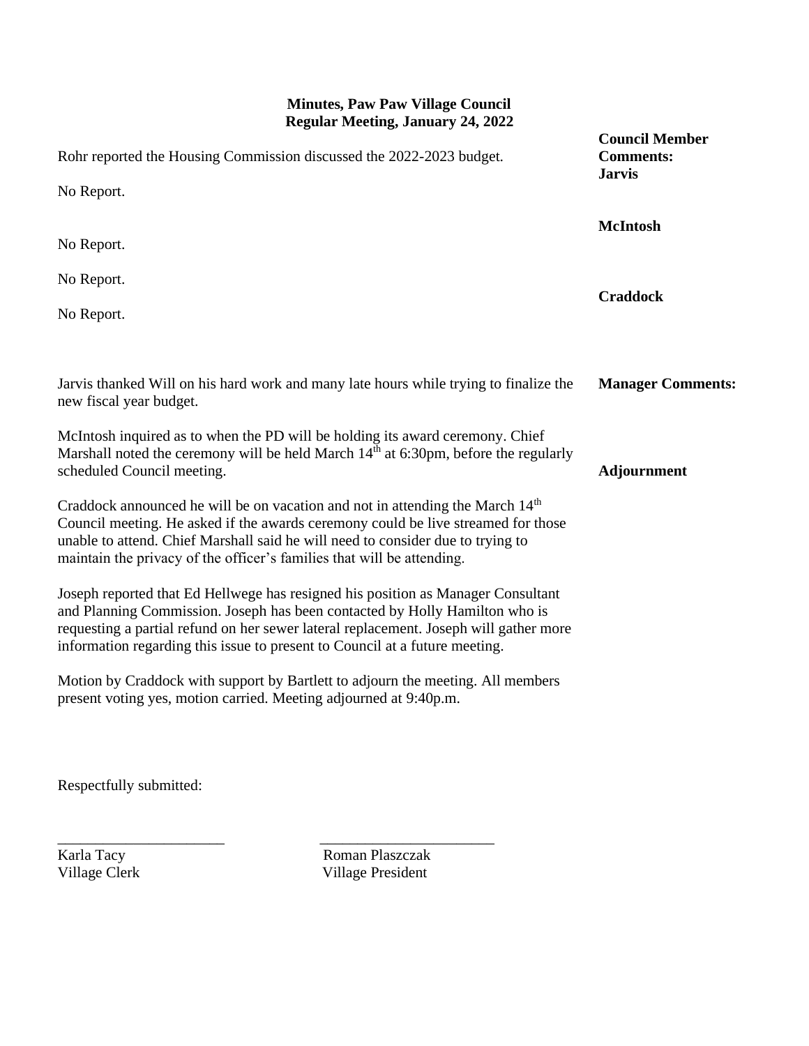**Minutes, Paw Paw Village Council**
**Regular Meeting, January 24, 2022**

**Council Member Comments:**

**Jarvis**

Rohr reported the Housing Commission discussed the 2022-2023 budget.

No Report.

**McIntosh**

No Report.

No Report.

**Craddock**

No Report.

**Manager Comments:**

Jarvis thanked Will on his hard work and many late hours while trying to finalize the new fiscal year budget.

McIntosh inquired as to when the PD will be holding its award ceremony. Chief Marshall noted the ceremony will be held March 14th at 6:30pm, before the regularly scheduled Council meeting.

Craddock announced he will be on vacation and not in attending the March 14th Council meeting. He asked if the awards ceremony could be live streamed for those unable to attend. Chief Marshall said he will need to consider due to trying to maintain the privacy of the officer's families that will be attending.

Joseph reported that Ed Hellwege has resigned his position as Manager Consultant and Planning Commission. Joseph has been contacted by Holly Hamilton who is requesting a partial refund on her sewer lateral replacement. Joseph will gather more information regarding this issue to present to Council at a future meeting.

**Adjournment**

Motion by Craddock with support by Bartlett to adjourn the meeting. All members present voting yes, motion carried. Meeting adjourned at 9:40p.m.

Respectfully submitted:

______________________ ______________________

Karla Tacy
Village Clerk

Roman Plaszczak
Village President